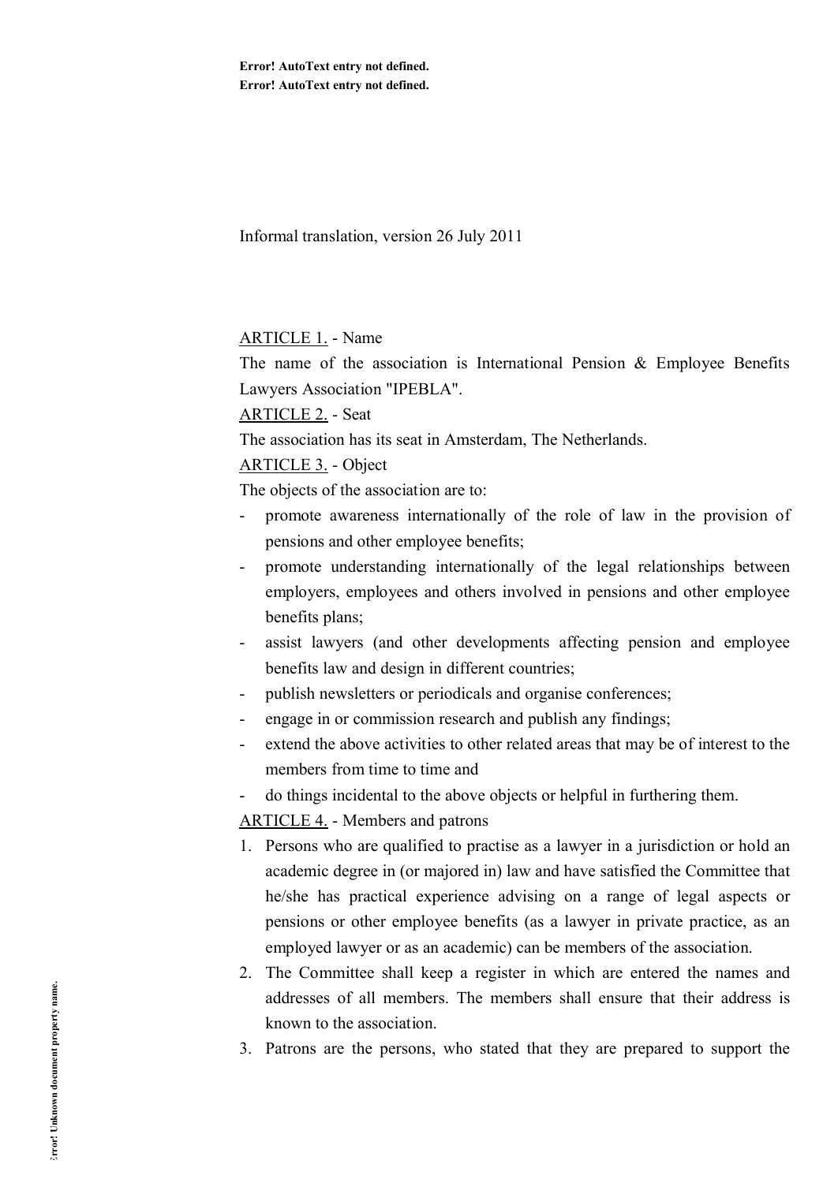Error! AutoText entry not defined.
Error! AutoText entry not defined.

Informal translation, version 26 July 2011

ARTICLE 1. - Name

The name of the association is International Pension & Employee Benefits Lawyers Association "IPEBLA".

ARTICLE 2. - Seat

The association has its seat in Amsterdam, The Netherlands.

ARTICLE 3. - Object

The objects of the association are to:

- promote awareness internationally of the role of law in the provision of pensions and other employee benefits;
- promote understanding internationally of the legal relationships between employers, employees and others involved in pensions and other employee benefits plans;
- assist lawyers (and other developments affecting pension and employee benefits law and design in different countries;
- publish newsletters or periodicals and organise conferences;
- engage in or commission research and publish any findings;
- extend the above activities to other related areas that may be of interest to the members from time to time and
- do things incidental to the above objects or helpful in furthering them.

ARTICLE 4. - Members and patrons

1. Persons who are qualified to practise as a lawyer in a jurisdiction or hold an academic degree in (or majored in) law and have satisfied the Committee that he/she has practical experience advising on a range of legal aspects or pensions or other employee benefits (as a lawyer in private practice, as an employed lawyer or as an academic) can be members of the association.
2. The Committee shall keep a register in which are entered the names and addresses of all members. The members shall ensure that their address is known to the association.
3. Patrons are the persons, who stated that they are prepared to support the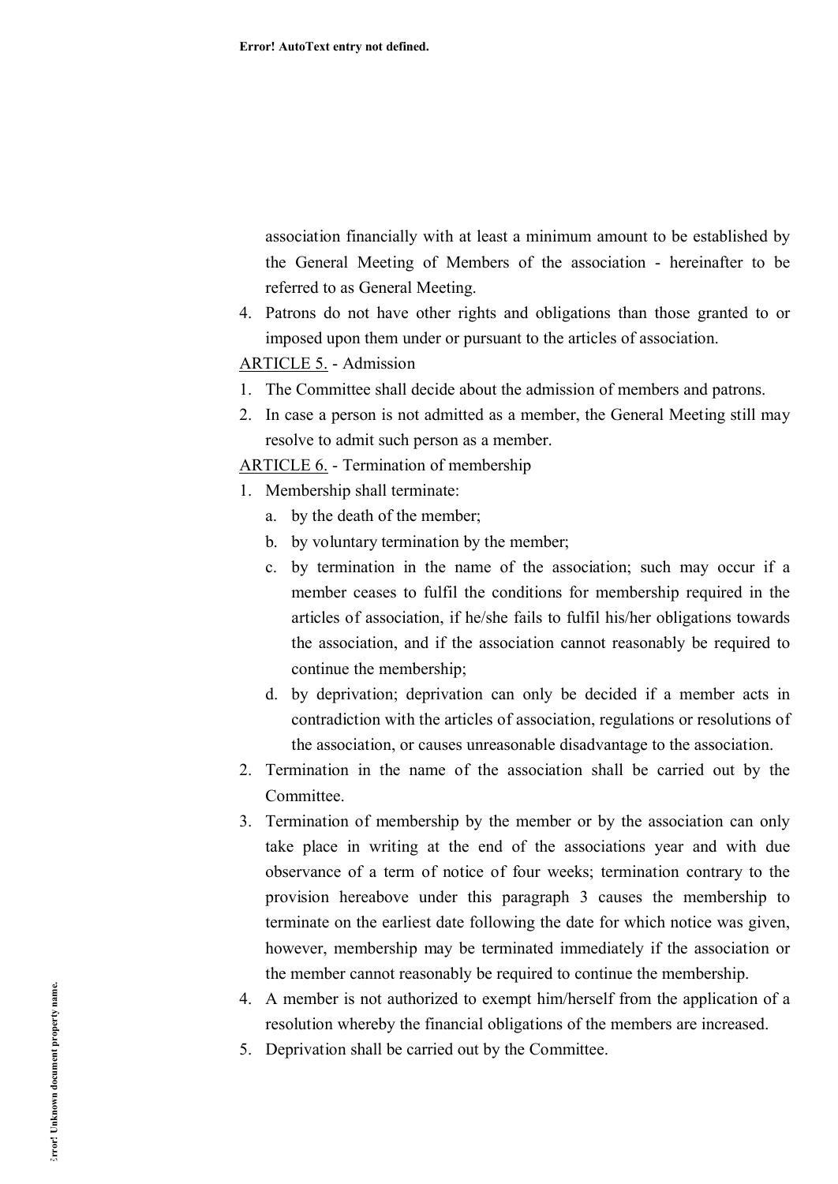association financially with at least a minimum amount to be established by the General Meeting of Members of the association - hereinafter to be referred to as General Meeting.

4. Patrons do not have other rights and obligations than those granted to or imposed upon them under or pursuant to the articles of association.

<u>ARTICLE 5.</u> - Admission

1. The Committee shall decide about the admission of members and patrons.
2. In case a person is not admitted as a member, the General Meeting still may resolve to admit such person as a member.

<u>ARTICLE 6.</u> - Termination of membership

1. Membership shall terminate:
   a. by the death of the member;
   b. by voluntary termination by the member;
   c. by termination in the name of the association; such may occur if a member ceases to fulfil the conditions for membership required in the articles of association, if he/she fails to fulfil his/her obligations towards the association, and if the association cannot reasonably be required to continue the membership;
   d. by deprivation; deprivation can only be decided if a member acts in contradiction with the articles of association, regulations or resolutions of the association, or causes unreasonable disadvantage to the association.
2. Termination in the name of the association shall be carried out by the Committee.
3. Termination of membership by the member or by the association can only take place in writing at the end of the associations year and with due observance of a term of notice of four weeks; termination contrary to the provision hereabove under this paragraph 3 causes the membership to terminate on the earliest date following the date for which notice was given, however, membership may be terminated immediately if the association or the member cannot reasonably be required to continue the membership.
4. A member is not authorized to exempt him/herself from the application of a resolution whereby the financial obligations of the members are increased.
5. Deprivation shall be carried out by the Committee.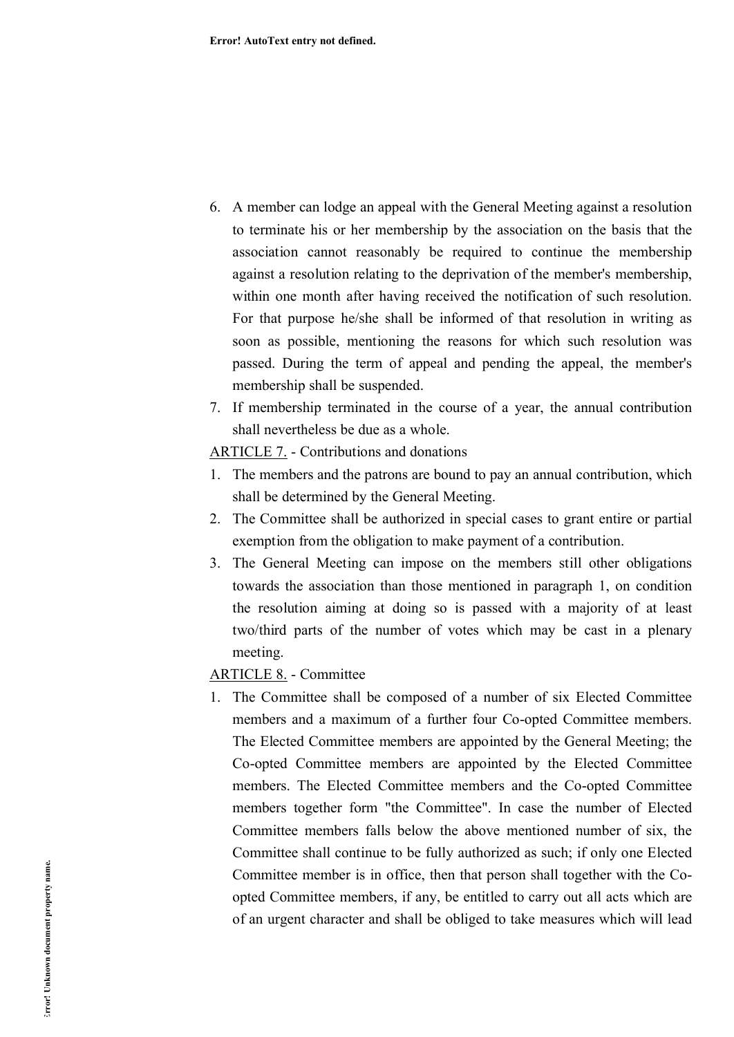6. A member can lodge an appeal with the General Meeting against a resolution to terminate his or her membership by the association on the basis that the association cannot reasonably be required to continue the membership against a resolution relating to the deprivation of the member's membership, within one month after having received the notification of such resolution. For that purpose he/she shall be informed of that resolution in writing as soon as possible, mentioning the reasons for which such resolution was passed. During the term of appeal and pending the appeal, the member's membership shall be suspended.
7. If membership terminated in the course of a year, the annual contribution shall nevertheless be due as a whole.

ARTICLE 7. - Contributions and donations

1. The members and the patrons are bound to pay an annual contribution, which shall be determined by the General Meeting.
2. The Committee shall be authorized in special cases to grant entire or partial exemption from the obligation to make payment of a contribution.
3. The General Meeting can impose on the members still other obligations towards the association than those mentioned in paragraph 1, on condition the resolution aiming at doing so is passed with a majority of at least two/third parts of the number of votes which may be cast in a plenary meeting.

ARTICLE 8. - Committee

1. The Committee shall be composed of a number of six Elected Committee members and a maximum of a further four Co-opted Committee members. The Elected Committee members are appointed by the General Meeting; the Co-opted Committee members are appointed by the Elected Committee members. The Elected Committee members and the Co-opted Committee members together form "the Committee". In case the number of Elected Committee members falls below the above mentioned number of six, the Committee shall continue to be fully authorized as such; if only one Elected Committee member is in office, then that person shall together with the Co-opted Committee members, if any, be entitled to carry out all acts which are of an urgent character and shall be obliged to take measures which will lead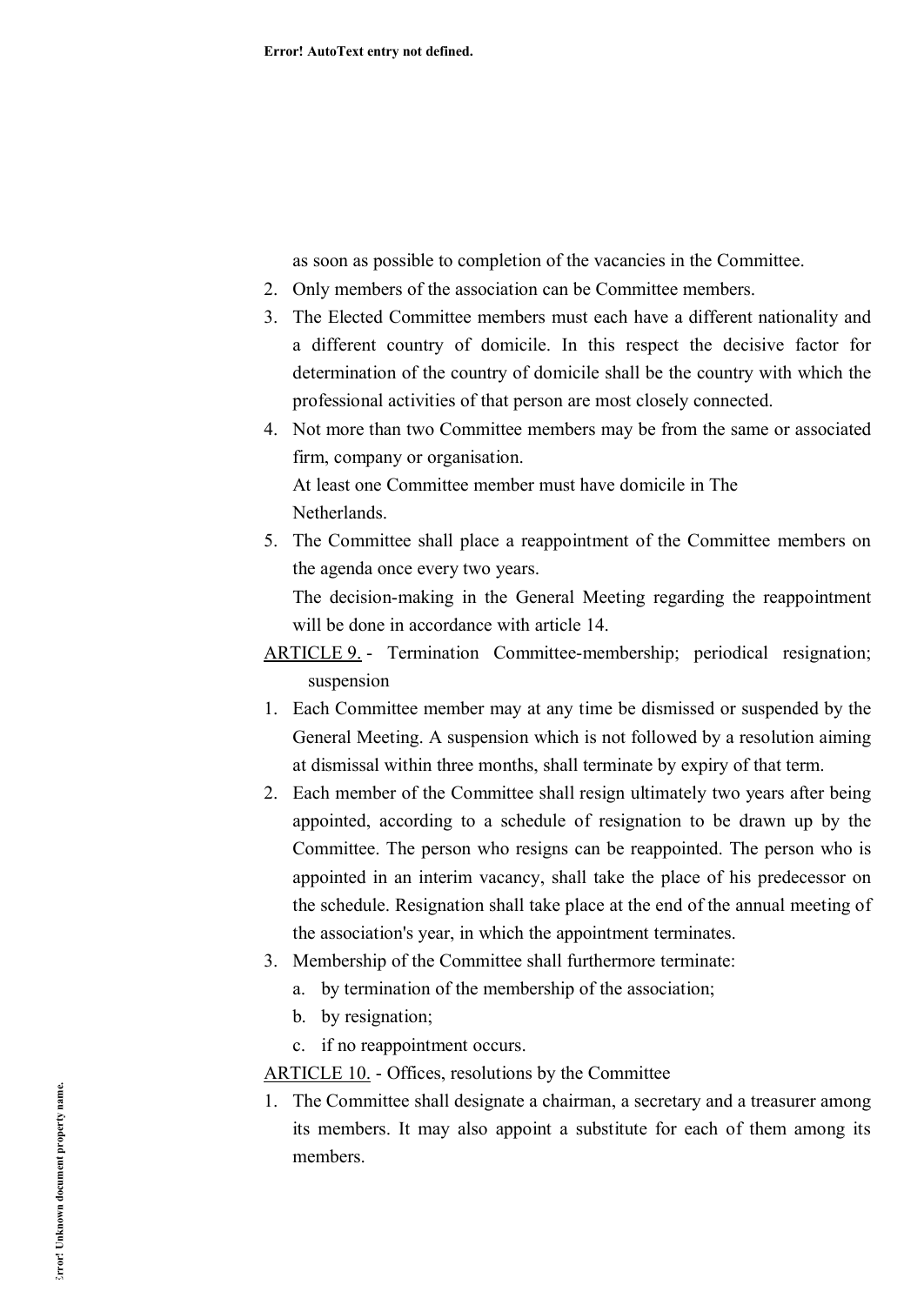as soon as possible to completion of the vacancies in the Committee.

2. Only members of the association can be Committee members.
3. The Elected Committee members must each have a different nationality and a different country of domicile. In this respect the decisive factor for determination of the country of domicile shall be the country with which the professional activities of that person are most closely connected.
4. Not more than two Committee members may be from the same or associated firm, company or organisation.
   At least one Committee member must have domicile in The Netherlands.
5. The Committee shall place a reappointment of the Committee members on the agenda once every two years.
   The decision-making in the General Meeting regarding the reappointment will be done in accordance with article 14.

ARTICLE 9. - Termination Committee-membership; periodical resignation; suspension

1. Each Committee member may at any time be dismissed or suspended by the General Meeting. A suspension which is not followed by a resolution aiming at dismissal within three months, shall terminate by expiry of that term.
2. Each member of the Committee shall resign ultimately two years after being appointed, according to a schedule of resignation to be drawn up by the Committee. The person who resigns can be reappointed. The person who is appointed in an interim vacancy, shall take the place of his predecessor on the schedule. Resignation shall take place at the end of the annual meeting of the association's year, in which the appointment terminates.
3. Membership of the Committee shall furthermore terminate:
   a. by termination of the membership of the association;
   b. by resignation;
   c. if no reappointment occurs.

ARTICLE 10. - Offices, resolutions by the Committee

1. The Committee shall designate a chairman, a secretary and a treasurer among its members. It may also appoint a substitute for each of them among its members.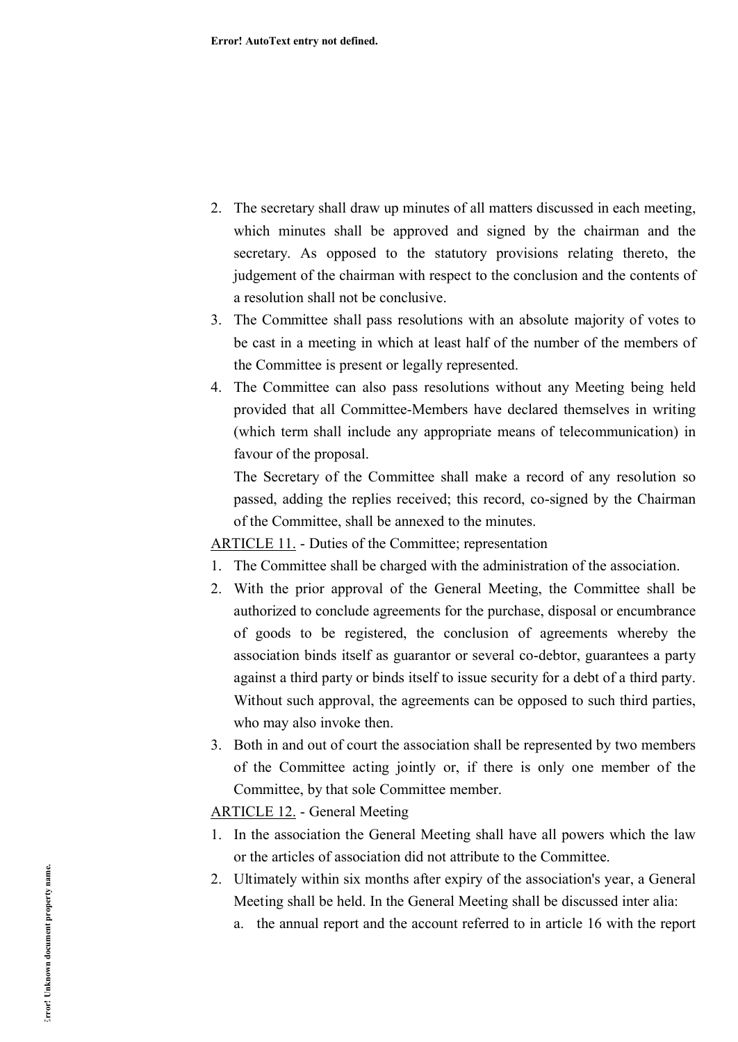2. The secretary shall draw up minutes of all matters discussed in each meeting, which minutes shall be approved and signed by the chairman and the secretary. As opposed to the statutory provisions relating thereto, the judgement of the chairman with respect to the conclusion and the contents of a resolution shall not be conclusive.
3. The Committee shall pass resolutions with an absolute majority of votes to be cast in a meeting in which at least half of the number of the members of the Committee is present or legally represented.
4. The Committee can also pass resolutions without any Meeting being held provided that all Committee-Members have declared themselves in writing (which term shall include any appropriate means of telecommunication) in favour of the proposal.

   The Secretary of the Committee shall make a record of any resolution so passed, adding the replies received; this record, co-signed by the Chairman of the Committee, shall be annexed to the minutes.

<u>ARTICLE 11.</u> - Duties of the Committee; representation

1. The Committee shall be charged with the administration of the association.
2. With the prior approval of the General Meeting, the Committee shall be authorized to conclude agreements for the purchase, disposal or encumbrance of goods to be registered, the conclusion of agreements whereby the association binds itself as guarantor or several co-debtor, guarantees a party against a third party or binds itself to issue security for a debt of a third party. Without such approval, the agreements can be opposed to such third parties, who may also invoke then.
3. Both in and out of court the association shall be represented by two members of the Committee acting jointly or, if there is only one member of the Committee, by that sole Committee member.

<u>ARTICLE 12.</u> - General Meeting

1. In the association the General Meeting shall have all powers which the law or the articles of association did not attribute to the Committee.
2. Ultimately within six months after expiry of the association's year, a General Meeting shall be held. In the General Meeting shall be discussed inter alia:
   a. the annual report and the account referred to in article 16 with the report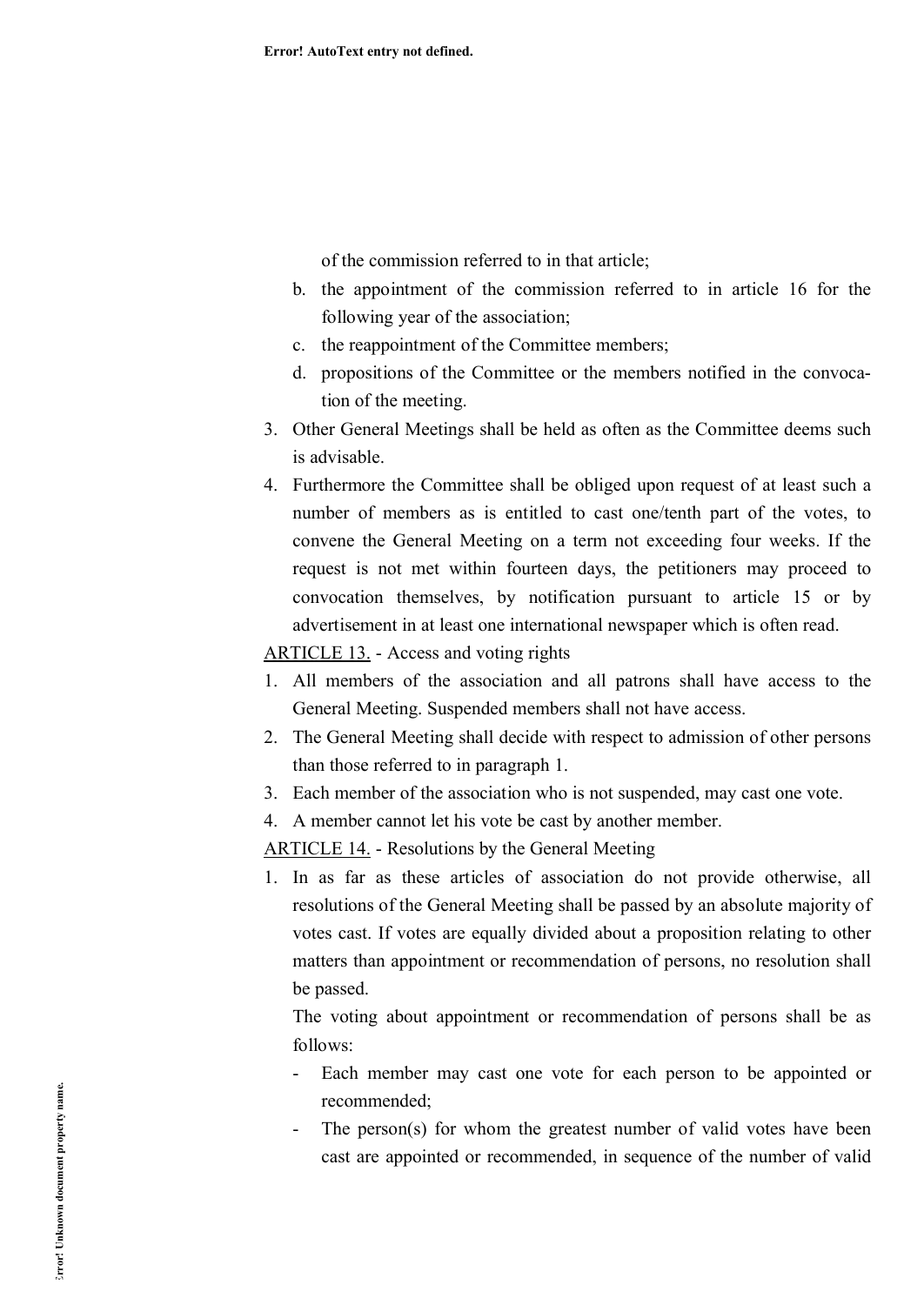of the commission referred to in that article;

b. the appointment of the commission referred to in article 16 for the following year of the association;
c. the reappointment of the Committee members;
d. propositions of the Committee or the members notified in the convocation of the meeting.

3. Other General Meetings shall be held as often as the Committee deems such is advisable.
4. Furthermore the Committee shall be obliged upon request of at least such a number of members as is entitled to cast one/tenth part of the votes, to convene the General Meeting on a term not exceeding four weeks. If the request is not met within fourteen days, the petitioners may proceed to convocation themselves, by notification pursuant to article 15 or by advertisement in at least one international newspaper which is often read.

<u>ARTICLE 13.</u> - Access and voting rights

1. All members of the association and all patrons shall have access to the General Meeting. Suspended members shall not have access.
2. The General Meeting shall decide with respect to admission of other persons than those referred to in paragraph 1.
3. Each member of the association who is not suspended, may cast one vote.
4. A member cannot let his vote be cast by another member.

<u>ARTICLE 14.</u> - Resolutions by the General Meeting

1. In as far as these articles of association do not provide otherwise, all resolutions of the General Meeting shall be passed by an absolute majority of votes cast. If votes are equally divided about a proposition relating to other matters than appointment or recommendation of persons, no resolution shall be passed.

   The voting about appointment or recommendation of persons shall be as follows:

   - Each member may cast one vote for each person to be appointed or recommended;
   - The person(s) for whom the greatest number of valid votes have been cast are appointed or recommended, in sequence of the number of valid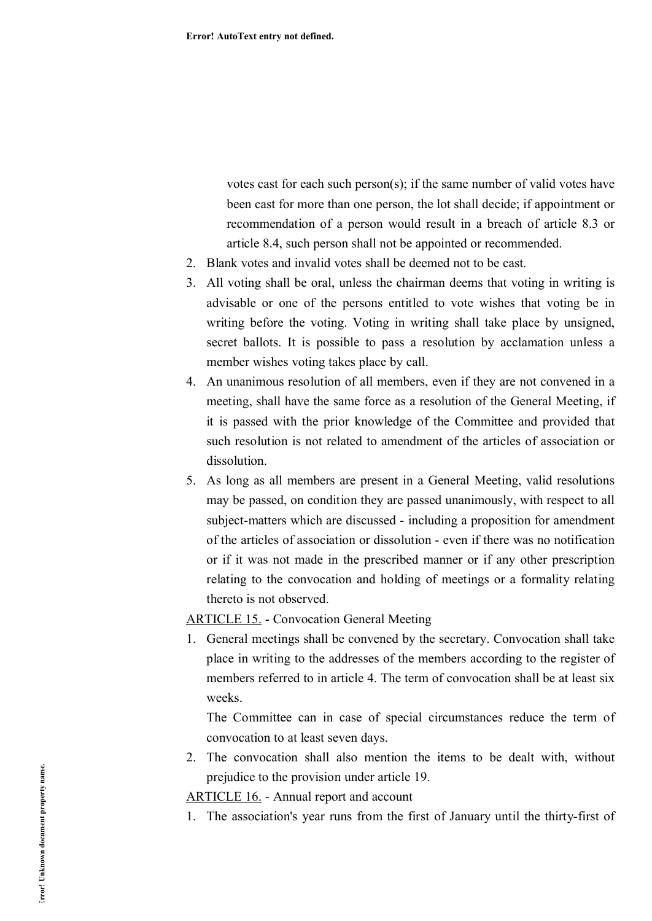votes cast for each such person(s); if the same number of valid votes have been cast for more than one person, the lot shall decide; if appointment or recommendation of a person would result in a breach of article 8.3 or article 8.4, such person shall not be appointed or recommended.

2. Blank votes and invalid votes shall be deemed not to be cast.
3. All voting shall be oral, unless the chairman deems that voting in writing is advisable or one of the persons entitled to vote wishes that voting be in writing before the voting. Voting in writing shall take place by unsigned, secret ballots. It is possible to pass a resolution by acclamation unless a member wishes voting takes place by call.
4. An unanimous resolution of all members, even if they are not convened in a meeting, shall have the same force as a resolution of the General Meeting, if it is passed with the prior knowledge of the Committee and provided that such resolution is not related to amendment of the articles of association or dissolution.
5. As long as all members are present in a General Meeting, valid resolutions may be passed, on condition they are passed unanimously, with respect to all subject-matters which are discussed - including a proposition for amendment of the articles of association or dissolution - even if there was no notification or if it was not made in the prescribed manner or if any other prescription relating to the convocation and holding of meetings or a formality relating thereto is not observed.

<u>ARTICLE 15.</u> - Convocation General Meeting

1. General meetings shall be convened by the secretary. Convocation shall take place in writing to the addresses of the members according to the register of members referred to in article 4. The term of convocation shall be at least six weeks.

   The Committee can in case of special circumstances reduce the term of convocation to at least seven days.
2. The convocation shall also mention the items to be dealt with, without prejudice to the provision under article 19.

<u>ARTICLE 16.</u> - Annual report and account

1. The association's year runs from the first of January until the thirty-first of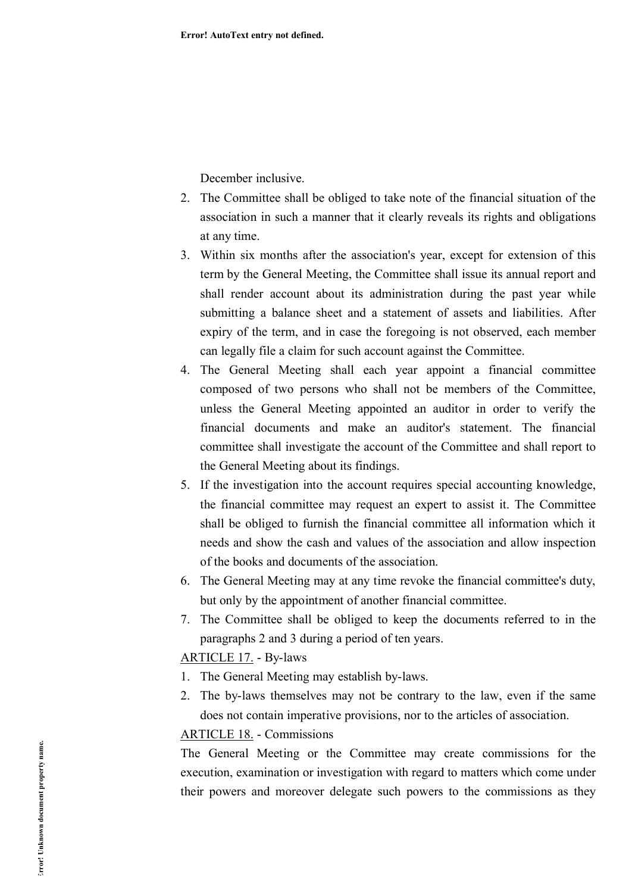December inclusive.

2. The Committee shall be obliged to take note of the financial situation of the association in such a manner that it clearly reveals its rights and obligations at any time.
3. Within six months after the association's year, except for extension of this term by the General Meeting, the Committee shall issue its annual report and shall render account about its administration during the past year while submitting a balance sheet and a statement of assets and liabilities. After expiry of the term, and in case the foregoing is not observed, each member can legally file a claim for such account against the Committee.
4. The General Meeting shall each year appoint a financial committee composed of two persons who shall not be members of the Committee, unless the General Meeting appointed an auditor in order to verify the financial documents and make an auditor's statement. The financial committee shall investigate the account of the Committee and shall report to the General Meeting about its findings.
5. If the investigation into the account requires special accounting knowledge, the financial committee may request an expert to assist it. The Committee shall be obliged to furnish the financial committee all information which it needs and show the cash and values of the association and allow inspection of the books and documents of the association.
6. The General Meeting may at any time revoke the financial committee's duty, but only by the appointment of another financial committee.
7. The Committee shall be obliged to keep the documents referred to in the paragraphs 2 and 3 during a period of ten years.

ARTICLE 17. - By-laws

1. The General Meeting may establish by-laws.
2. The by-laws themselves may not be contrary to the law, even if the same does not contain imperative provisions, nor to the articles of association.

ARTICLE 18. - Commissions

The General Meeting or the Committee may create commissions for the execution, examination or investigation with regard to matters which come under their powers and moreover delegate such powers to the commissions as they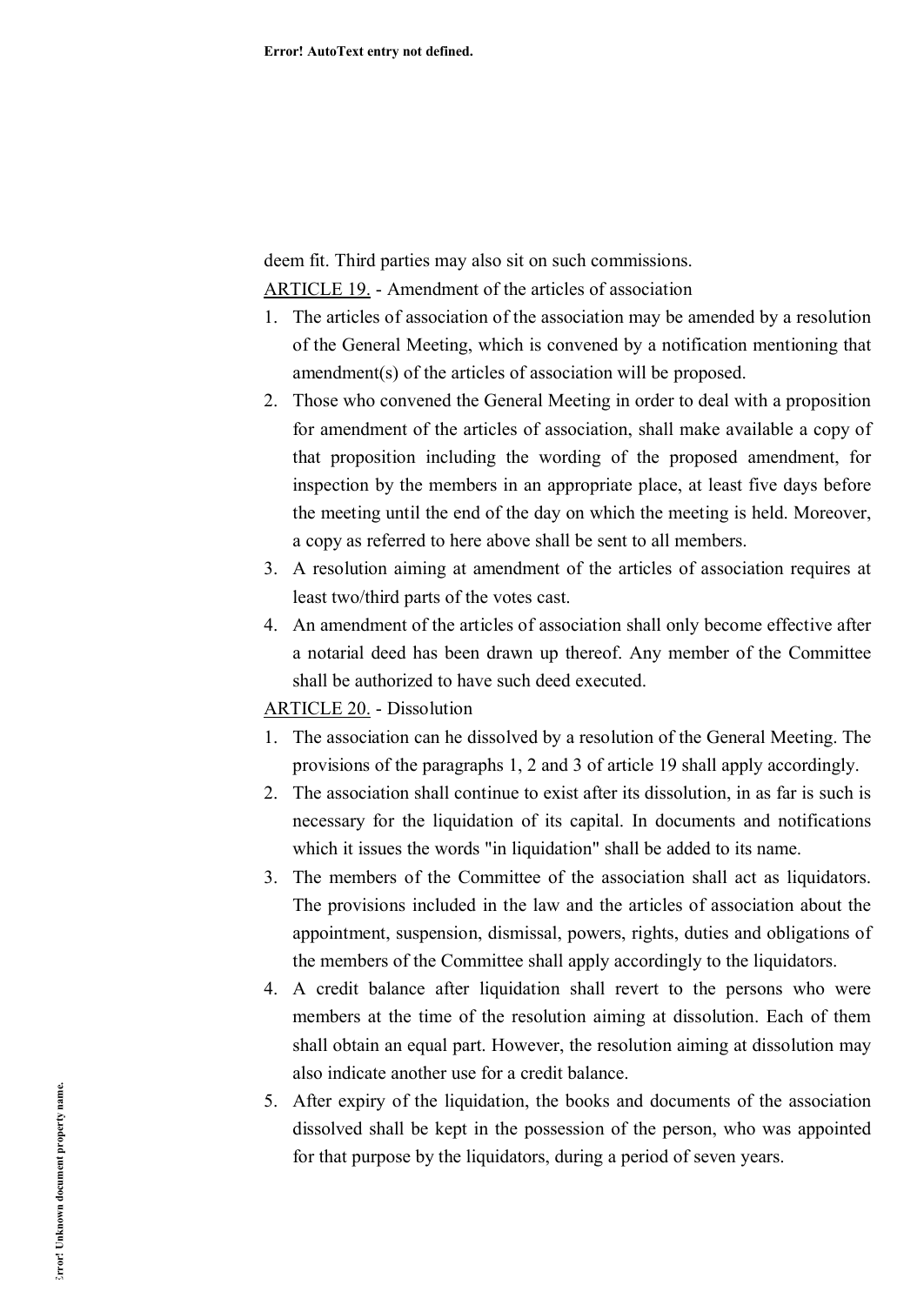deem fit. Third parties may also sit on such commissions.

ARTICLE 19. - Amendment of the articles of association

1. The articles of association of the association may be amended by a resolution of the General Meeting, which is convened by a notification mentioning that amendment(s) of the articles of association will be proposed.
2. Those who convened the General Meeting in order to deal with a proposition for amendment of the articles of association, shall make available a copy of that proposition including the wording of the proposed amendment, for inspection by the members in an appropriate place, at least five days before the meeting until the end of the day on which the meeting is held. Moreover, a copy as referred to here above shall be sent to all members.
3. A resolution aiming at amendment of the articles of association requires at least two/third parts of the votes cast.
4. An amendment of the articles of association shall only become effective after a notarial deed has been drawn up thereof. Any member of the Committee shall be authorized to have such deed executed.

ARTICLE 20. - Dissolution

1. The association can he dissolved by a resolution of the General Meeting. The provisions of the paragraphs 1, 2 and 3 of article 19 shall apply accordingly.
2. The association shall continue to exist after its dissolution, in as far is such is necessary for the liquidation of its capital. In documents and notifications which it issues the words "in liquidation" shall be added to its name.
3. The members of the Committee of the association shall act as liquidators. The provisions included in the law and the articles of association about the appointment, suspension, dismissal, powers, rights, duties and obligations of the members of the Committee shall apply accordingly to the liquidators.
4. A credit balance after liquidation shall revert to the persons who were members at the time of the resolution aiming at dissolution. Each of them shall obtain an equal part. However, the resolution aiming at dissolution may also indicate another use for a credit balance.
5. After expiry of the liquidation, the books and documents of the association dissolved shall be kept in the possession of the person, who was appointed for that purpose by the liquidators, during a period of seven years.